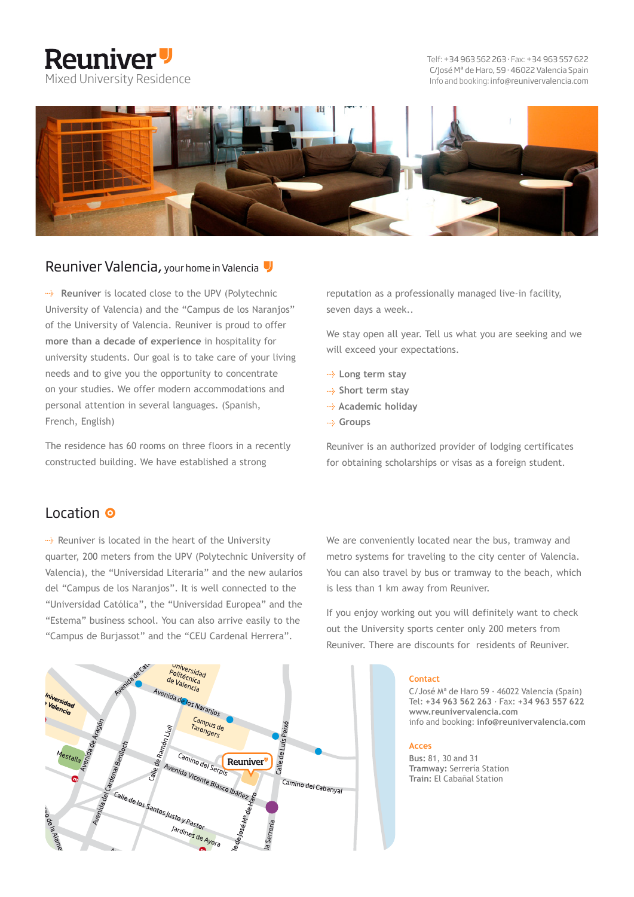# Reuniver

Mixed University Residence

Telf: +34 963 562 263 · Fax: +34 963 557 622
C/José Mª de Haro, 59 · 46022 Valencia Spain
Info and booking: info@reunivervalencia.com

## Reuniver Valencia, your home in Valencia

**Reuniver** is located close to the UPV (Polytechnic University of Valencia) and the "Campus de los Naranjos" of the University of Valencia. Reuniver is proud to offer **more than a decade of experience** in hospitality for university students. Our goal is to take care of your living needs and to give you the opportunity to concentrate on your studies. We offer modern accommodations and personal attention in several languages. (Spanish, French, English)

The residence has 60 rooms on three floors in a recently constructed building. We have established a strong reputation as a professionally managed live-in facility, seven days a week..

We stay open all year. Tell us what you are seeking and we will exceed your expectations.

- Long term stay
- Short term stay
- Academic holiday
- Groups

Reuniver is an authorized provider of lodging certificates for obtaining scholarships or visas as a foreign student.

## Location

Reuniver is located in the heart of the University quarter, 200 meters from the UPV (Polytechnic University of Valencia), the "Universidad Literaria" and the new aularios del "Campus de los Naranjos". It is well connected to the "Universidad Católica", the "Universidad Europea" and the "Estema" business school. You can also arrive easily to the "Campus de Burjassot" and the "CEU Cardenal Herrera".

We are conveniently located near the bus, tramway and metro systems for traveling to the city center of Valencia. You can also travel by bus or tramway to the beach, which is less than 1 km away from Reuniver.

If you enjoy working out you will definitely want to check out the University sports center only 200 meters from Reuniver. There are discounts for residents of Reuniver.

### Contact

C/José Mª de Haro 59 · 46022 Valencia (Spain)
Tel: **+34 963 562 263** · Fax: **+34 963 557 622**
**www.reunivervalencia.com**
info and booking: **info@reunivervalencia.com**

### Acces

**Bus:** 81, 30 and 31
**Tramway:** Serrería Station
**Train:** El Cabañal Station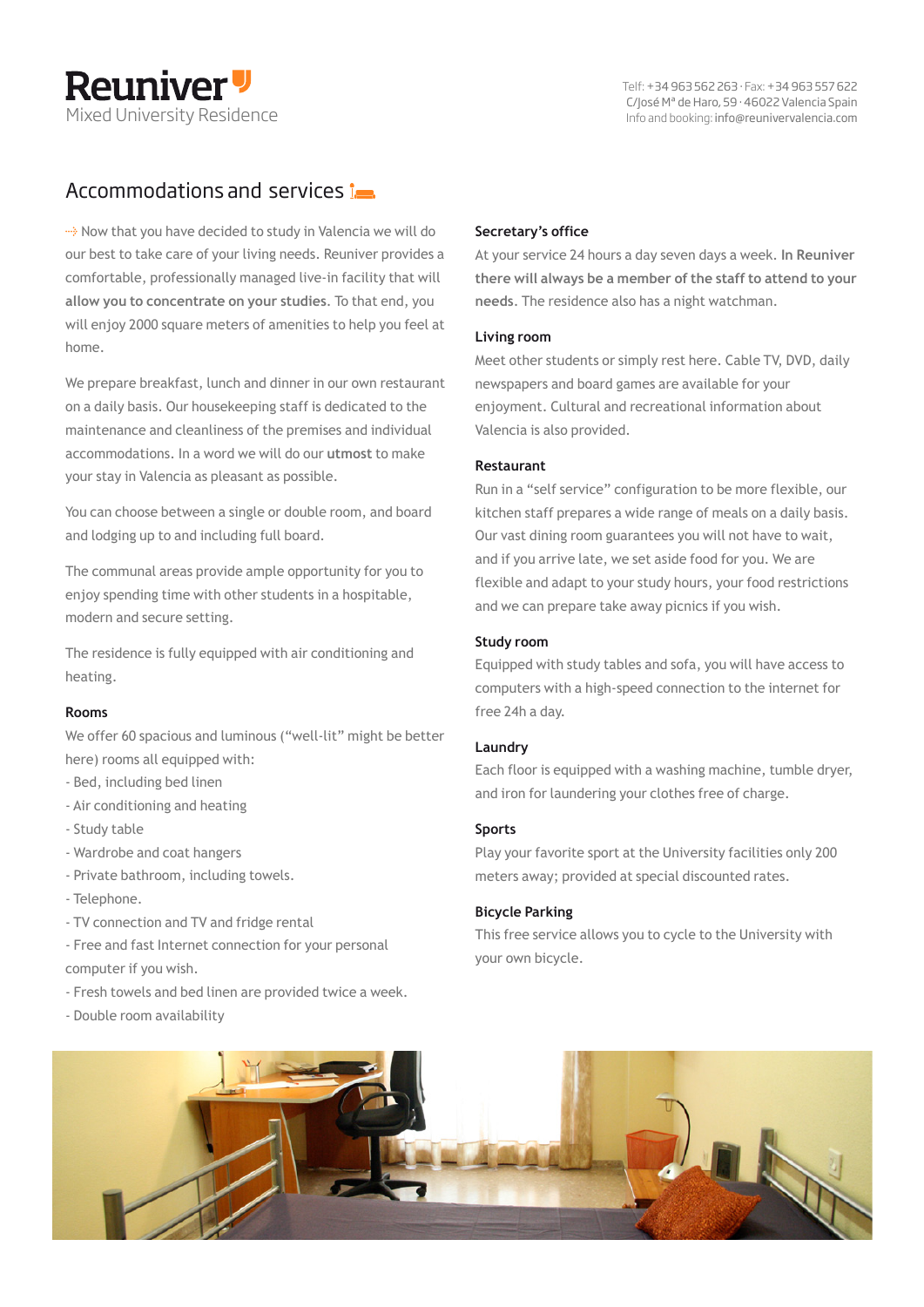# Reuniver

Mixed University Residence

Telf: +34 963 562 263 · Fax: +34 963 557 622
C/José Mª de Haro, 59 · 46022 Valencia Spain
Info and booking: info@reunivervalencia.com

## Accommodations and services

Now that you have decided to study in Valencia we will do our best to take care of your living needs. Reuniver provides a comfortable, professionally managed live-in facility that will **allow you to concentrate on your studies**. To that end, you will enjoy 2000 square meters of amenities to help you feel at home.

We prepare breakfast, lunch and dinner in our own restaurant on a daily basis. Our housekeeping staff is dedicated to the maintenance and cleanliness of the premises and individual accommodations. In a word we will do our **utmost** to make your stay in Valencia as pleasant as possible.

You can choose between a single or double room, and board and lodging up to and including full board.

The communal areas provide ample opportunity for you to enjoy spending time with other students in a hospitable, modern and secure setting.

The residence is fully equipped with air conditioning and heating.

### Rooms

We offer 60 spacious and luminous ("well-lit" might be better here) rooms all equipped with:

- Bed, including bed linen
- Air conditioning and heating
- Study table
- Wardrobe and coat hangers
- Private bathroom, including towels.
- Telephone.
- TV connection and TV and fridge rental
- Free and fast Internet connection for your personal computer if you wish.
- Fresh towels and bed linen are provided twice a week.
- Double room availability

### Secretary's office

At your service 24 hours a day seven days a week. **In Reuniver there will always be a member of the staff to attend to your needs**. The residence also has a night watchman.

### Living room

Meet other students or simply rest here. Cable TV, DVD, daily newspapers and board games are available for your enjoyment. Cultural and recreational information about Valencia is also provided.

### Restaurant

Run in a "self service" configuration to be more flexible, our kitchen staff prepares a wide range of meals on a daily basis. Our vast dining room guarantees you will not have to wait, and if you arrive late, we set aside food for you. We are flexible and adapt to your study hours, your food restrictions and we can prepare take away picnics if you wish.

### Study room

Equipped with study tables and sofa, you will have access to computers with a high-speed connection to the internet for free 24h a day.

### Laundry

Each floor is equipped with a washing machine, tumble dryer, and iron for laundering your clothes free of charge.

### Sports

Play your favorite sport at the University facilities only 200 meters away; provided at special discounted rates.

### Bicycle Parking

This free service allows you to cycle to the University with your own bicycle.